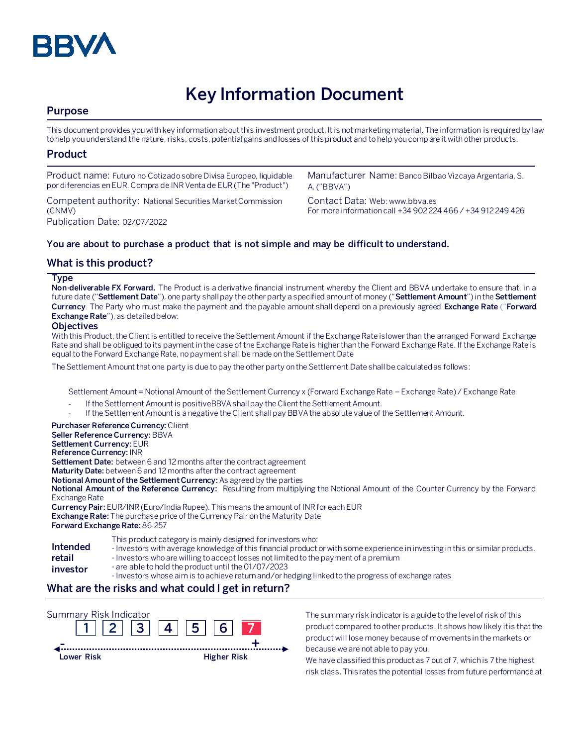BBVA

# Key Information Document

## Purpose

This document provides you with key information about this investment product. It is not marketing material. The information is required by law to help you understand the nature, risks, costs, potential gains and losses of this product and to help you compare it with other products.

## Product

Product name: Futuro no Cotizado sobre Divisa Europeo, liquidable por diferencias en EUR. Compra de INR Venta de EUR (The "Product")

Competent authority: National Securities Market Commission (CNMV)

Publication Date: 02/07/2022

Manufacturer Name: Banco Bilbao Vizcaya Argentaria, S. A. ("BBVA")

Contact Data: Web: www.bbva.es
For more information call +34 902 224 466 / +34 912 249 426

**You are about to purchase a product that is not simple and may be difficult to understand.**

## What is this product?

### Type

**Non-deliverable FX Forward.** The Product is a derivative financial instrument whereby the Client and BBVA undertake to ensure that, in a future date ("**Settlement Date**"), one party shall pay the other party a specified amount of money ("**Settlement Amount**") in the **Settlement Currency**. The Party who must make the payment and the payable amount shall depend on a previously agreed **Exchange Rate** ("**Forward Exchange Rate**"), as detailed below:

### Objectives

With this Product, the Client is entitled to receive the Settlement Amount if the Exchange Rate is lower than the arranged Forward Exchange Rate and shall be obligued to its payment in the case of the Exchange Rate is higher than the Forward Exchange Rate. If the Exchange Rate is equal to the Forward Exchange Rate, no payment shall be made on the Settlement Date

The Settlement Amount that one party is due to pay the other party on the Settlement Date shall be calculated as follows:

Settlement Amount = Notional Amount of the Settlement Currency x (Forward Exchange Rate – Exchange Rate) / Exchange Rate

- If the Settlement Amount is positive BBVA shall pay the Client the Settlement Amount.
- If the Settlement Amount is a negative the Client shall pay BBVA the absolute value of the Settlement Amount.

**Purchaser Reference Currency:** Client
**Seller Reference Currency:** BBVA
**Settlement Currency:** EUR
**Reference Currency:** INR
**Settlement Date:** between 6 and 12 months after the contract agreement
**Maturity Date:** between 6 and 12 months after the contract agreement
**Notional Amount of the Settlement Currency:** As agreed by the parties
**Notional Amount of the Reference Currency:** Resulting from multiplying the Notional Amount of the Counter Currency by the Forward Exchange Rate
**Currency Pair:** EUR/INR (Euro/India Rupee). This means the amount of INR for each EUR
**Exchange Rate:** The purchase price of the Currency Pair on the Maturity Date
**Forward Exchange Rate:** 86.257

**Intended retail investor**

This product category is mainly designed for investors who:
- Investors with average knowledge of this financial product or with some experience in investing in this or similar products.
- Investors who are willing to accept losses not limited to the payment of a premium
- are able to hold the product until the 01/07/2023
- Investors whose aim is to achieve return and/or hedging linked to the progress of exchange rates

## What are the risks and what could I get in return?

Summary Risk Indicator

| 1 | 2 | 3 | 4 | 5 | 6 | **7** |
|---|---|---|---|---|---|---|

Lower Risk ← → Higher Risk

The summary risk indicator is a guide to the level of risk of this product compared to other products. It shows how likely it is that the product will lose money because of movements in the markets or because we are not able to pay you.

We have classified this product as 7 out of 7, which is 7 the highest risk class. This rates the potential losses from future performance at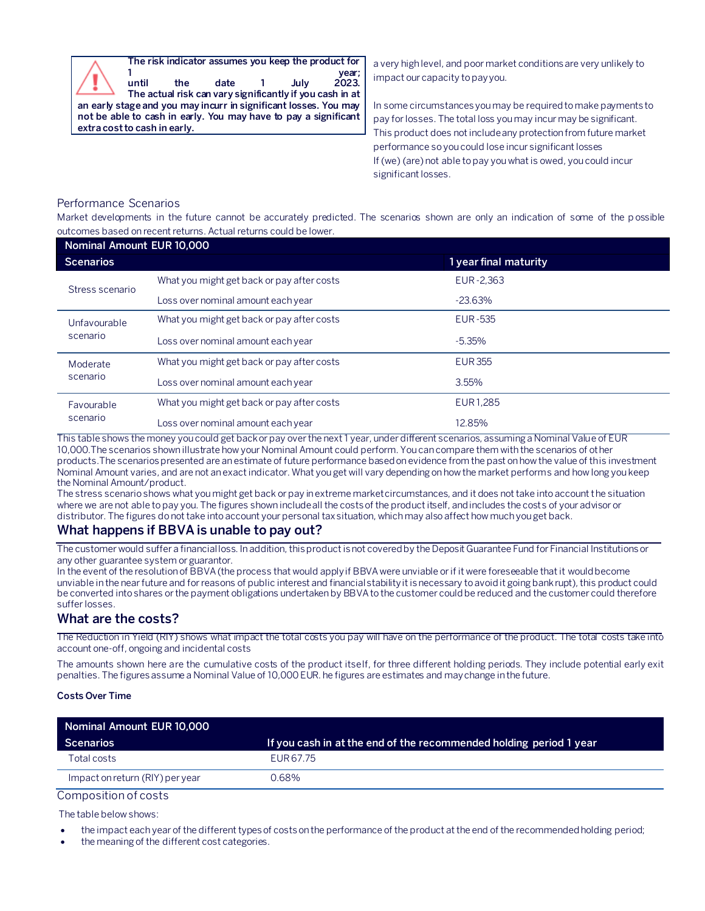**The risk indicator assumes you keep the product for 1 year; until the date 1 July 2023. The actual risk can vary significantly if you cash in at an early stage and you may incurr in significant losses. You may not be able to cash in early. You may have to pay a significant extra cost to cash in early.**

a very high level, and poor market conditions are very unlikely to impact our capacity to pay you.

In some circumstances you may be required to make payments to pay for losses. The total loss you may incur may be significant. This product does not include any protection from future market performance so you could lose incur significant losses
If (we) (are) not able to pay you what is owed, you could incur significant losses.

### Performance Scenarios

Market developments in the future cannot be accurately predicted. The scenarios shown are only an indication of some of the possible outcomes based on recent returns. Actual returns could be lower.

| Nominal Amount EUR 10,000 | | |
|---|---|---|
| **Scenarios** | | **1 year final maturity** |
| Stress scenario | What you might get back or pay after costs | EUR -2,363 |
| | Loss over nominal amount each year | -23.63% |
| Unfavourable scenario | What you might get back or pay after costs | EUR -535 |
| | Loss over nominal amount each year | -5.35% |
| Moderate scenario | What you might get back or pay after costs | EUR 355 |
| | Loss over nominal amount each year | 3.55% |
| Favourable scenario | What you might get back or pay after costs | EUR 1,285 |
| | Loss over nominal amount each year | 12.85% |

This table shows the money you could get back or pay over the next 1 year, under different scenarios, assuming a Nominal Value of EUR 10,000.The scenarios shown illustrate how your Nominal Amount could perform. You can compare them with the scenarios of other products.The scenarios presented are an estimate of future performance based on evidence from the past on how the value of this investment Nominal Amount varies, and are not an exact indicator. What you get will vary depending on how the market performs and how long you keep the Nominal Amount/product.
The stress scenario shows what you might get back or pay in extreme market circumstances, and it does not take into account the situation where we are not able to pay you. The figures shown include all the costs of the product itself, and includes the costs of your advisor or distributor. The figures do not take into account your personal tax situation, which may also affect how much you get back.

## What happens if BBVA is unable to pay out?

The customer would suffer a financial loss. In addition, this product is not covered by the Deposit Guarantee Fund for Financial Institutions or any other guarantee system or guarantor.
In the event of the resolution of BBVA (the process that would apply if BBVA were unviable or if it were foreseeable that it would become unviable in the near future and for reasons of public interest and financial stability it is necessary to avoid it going bankrupt), this product could be converted into shares or the payment obligations undertaken by BBVA to the customer could be reduced and the customer could therefore suffer losses.

## What are the costs?

The Reduction in Yield (RIY) shows what impact the total costs you pay will have on the performance of the product. The total costs take into account one-off, ongoing and incidental costs

The amounts shown here are the cumulative costs of the product itself, for three different holding periods. They include potential early exit penalties. The figures assume a Nominal Value of 10,000 EUR. he figures are estimates and may change in the future.

**Costs Over Time**

| Nominal Amount EUR 10,000 | |
|---|---|
| **Scenarios** | **If you cash in at the end of the recommended holding period 1 year** |
| Total costs | EUR 67.75 |
| Impact on return (RIY) per year | 0.68% |

### Composition of costs

The table below shows:

- the impact each year of the different types of costs on the performance of the product at the end of the recommended holding period;
- the meaning of the different cost categories.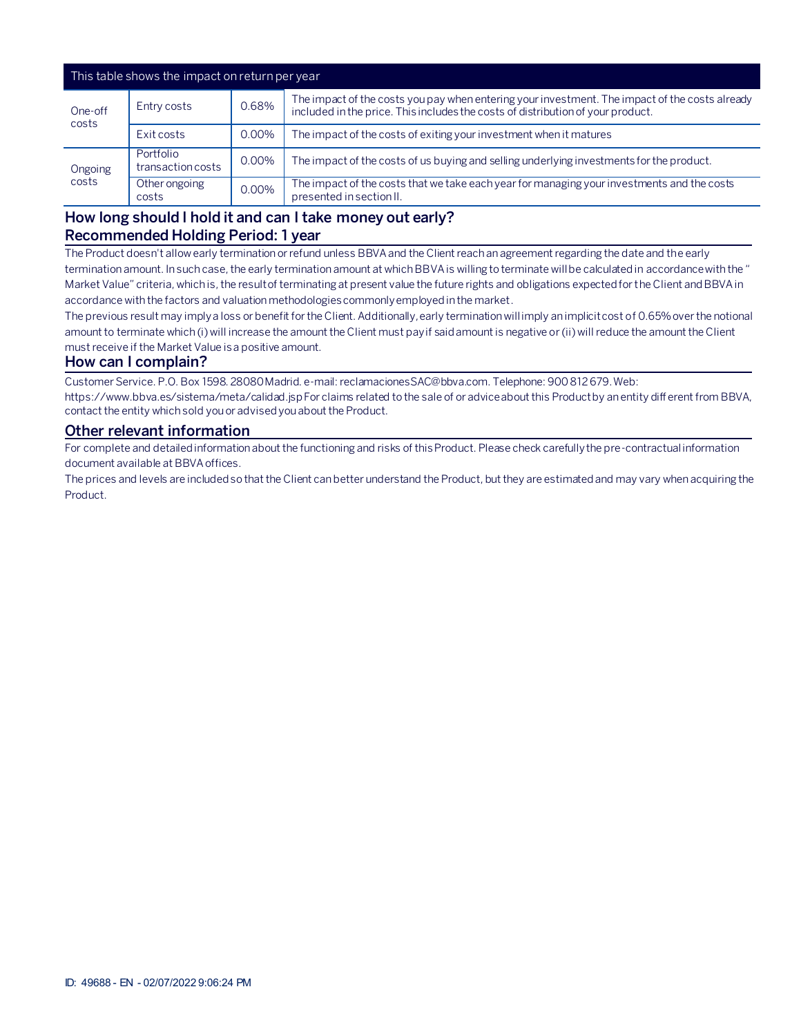| This table shows the impact on return per year | | | |
|---|---|---|---|
| One-off costs | Entry costs | 0.68% | The impact of the costs you pay when entering your investment. The impact of the costs already included in the price. This includes the costs of distribution of your product. |
| | Exit costs | 0.00% | The impact of the costs of exiting your investment when it matures |
| Ongoing costs | Portfolio transaction costs | 0.00% | The impact of the costs of us buying and selling underlying investments for the product. |
| | Other ongoing costs | 0.00% | The impact of the costs that we take each year for managing your investments and the costs presented in section II. |

## How long should I hold it and can I take money out early?
## Recommended Holding Period: 1 year

The Product doesn't allow early termination or refund unless BBVA and the Client reach an agreement regarding the date and the early termination amount. In such case, the early termination amount at which BBVA is willing to terminate will be calculated in accordance with the " Market Value" criteria, which is, the result of terminating at present value the future rights and obligations expected for the Client and BBVA in accordance with the factors and valuation methodologies commonly employed in the market.

The previous result may imply a loss or benefit for the Client. Additionally, early termination will imply an implicit cost of 0.65% over the notional amount to terminate which (i) will increase the amount the Client must pay if said amount is negative or (ii) will reduce the amount the Client must receive if the Market Value is a positive amount.

## How can I complain?

Customer Service. P.O. Box 1598. 28080 Madrid. e-mail: reclamacionesSAC@bbva.com. Telephone: 900 812 679. Web: https://www.bbva.es/sistema/meta/calidad.jsp For claims related to the sale of or advice about this Product by an entity different from BBVA, contact the entity which sold you or advised you about the Product.

## Other relevant information

For complete and detailed information about the functioning and risks of this Product. Please check carefully the pre-contractual information document available at BBVA offices.

The prices and levels are included so that the Client can better understand the Product, but they are estimated and may vary when acquiring the Product.

ID: 49688 - EN - 02/07/2022 9:06:24 PM